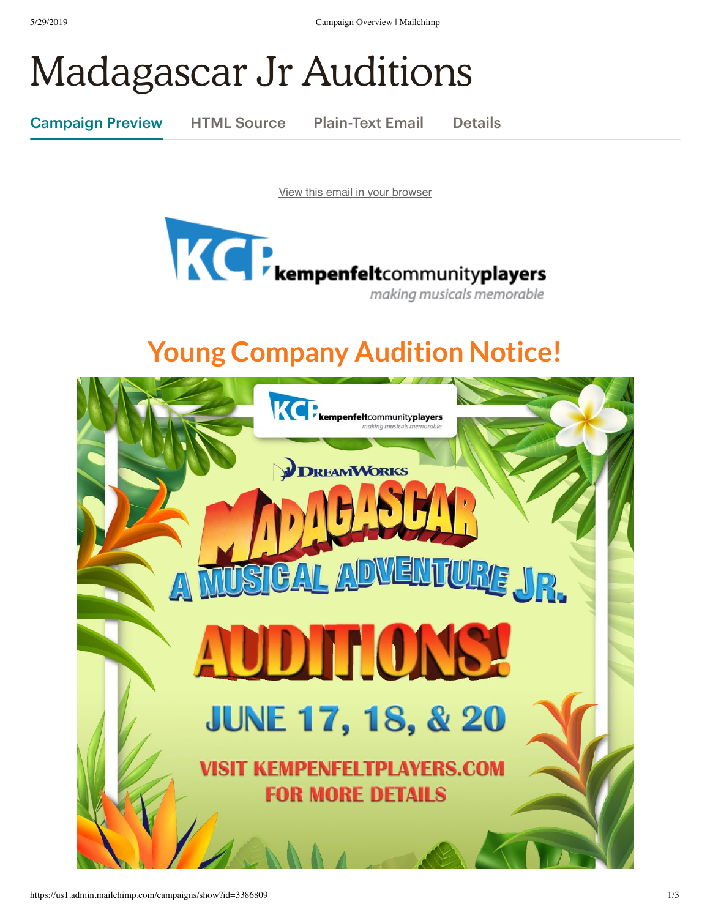# Madagascar Jr Auditions

Campaign Preview | HTML Source | Plain-Text Email | Details

View this email in your browser

KCP kempenfeltcommunityplayers
*making musicals memorable*

## Young Company Audition Notice!

KCP kempenfeltcommunityplayers
*making musicals memorable*

DreamWorks

MADAGASCAR

A MUSICAL ADVENTURE JR.

AUDITIONS!

JUNE 17, 18, & 20

VISIT KEMPENFELTPLAYERS.COM FOR MORE DETAILS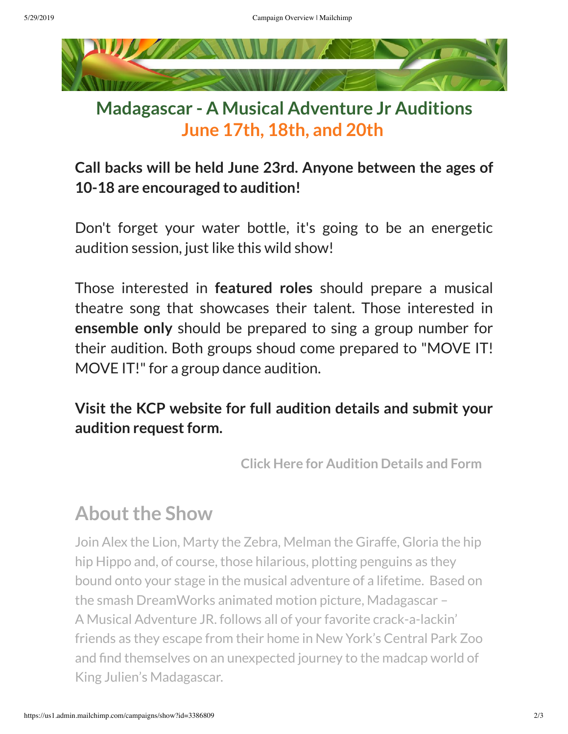# Madagascar - A Musical Adventure Jr Auditions
## June 17th, 18th, and 20th

**Call backs will be held June 23rd. Anyone between the ages of 10-18 are encouraged to audition!**

Don't forget your water bottle, it's going to be an energetic audition session, just like this wild show!

Those interested in **featured roles** should prepare a musical theatre song that showcases their talent. Those interested in **ensemble only** should be prepared to sing a group number for their audition. Both groups shoud come prepared to "MOVE IT! MOVE IT!" for a group dance audition.

**Visit the KCP website for full audition details and submit your audition request form.**

**Click Here for Audition Details and Form**

## About the Show

Join Alex the Lion, Marty the Zebra, Melman the Giraffe, Gloria the hip hip Hippo and, of course, those hilarious, plotting penguins as they bound onto your stage in the musical adventure of a lifetime. Based on the smash DreamWorks animated motion picture, Madagascar – A Musical Adventure JR. follows all of your favorite crack-a-lackin' friends as they escape from their home in New York's Central Park Zoo and find themselves on an unexpected journey to the madcap world of King Julien's Madagascar.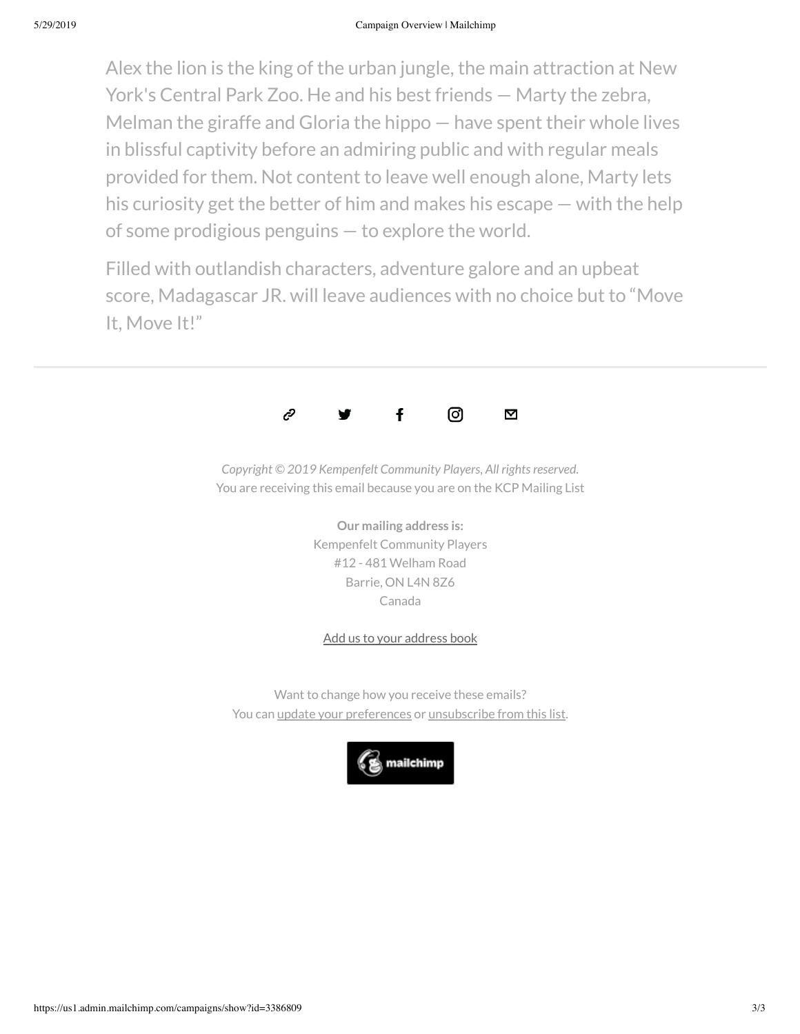Alex the lion is the king of the urban jungle, the main attraction at New York's Central Park Zoo. He and his best friends — Marty the zebra, Melman the giraffe and Gloria the hippo — have spent their whole lives in blissful captivity before an admiring public and with regular meals provided for them. Not content to leave well enough alone, Marty lets his curiosity get the better of him and makes his escape — with the help of some prodigious penguins — to explore the world.

Filled with outlandish characters, adventure galore and an upbeat score, Madagascar JR. will leave audiences with no choice but to "Move It, Move It!"

---

*Copyright © 2019 Kempenfelt Community Players, All rights reserved.*
You are receiving this email because you are on the KCP Mailing List

**Our mailing address is:**
Kempenfelt Community Players
#12 - 481 Welham Road
Barrie, ON L4N 8Z6
Canada

Add us to your address book

Want to change how you receive these emails?
You can update your preferences or unsubscribe from this list.